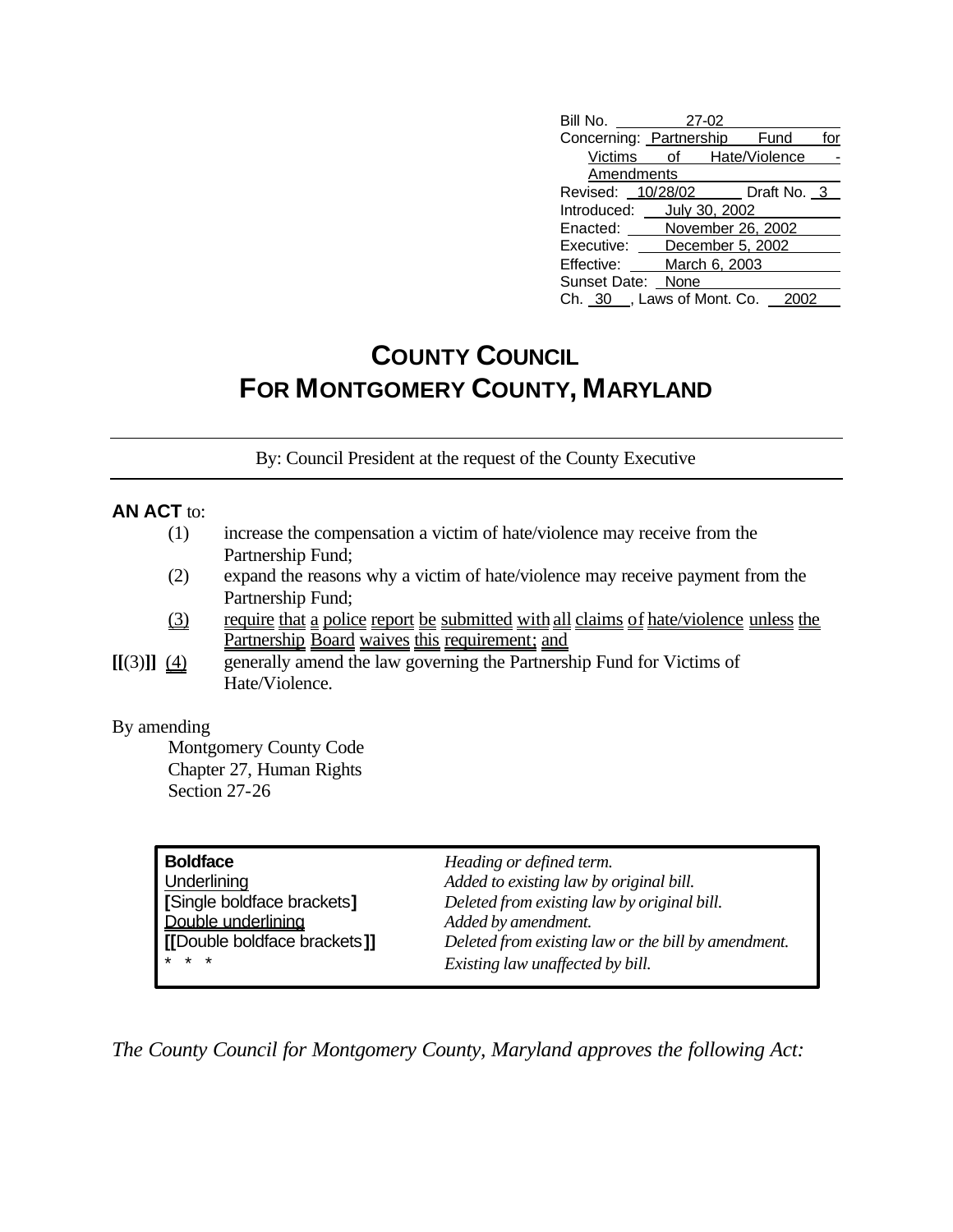| | |
|---|---|
| Bill No. | 27-02 |
| Concerning: | Partnership Fund for Victims of Hate/Violence - Amendments |
| Revised: | 10/28/02 Draft No. 3 |
| Introduced: | July 30, 2002 |
| Enacted: | November 26, 2002 |
| Executive: | December 5, 2002 |
| Effective: | March 6, 2003 |
| Sunset Date: | None |
| Ch. 30 , Laws of Mont. Co. | 2002 |

# COUNTY COUNCIL
# FOR MONTGOMERY COUNTY, MARYLAND

By: Council President at the request of the County Executive

**AN ACT** to:

(1) increase the compensation a victim of hate/violence may receive from the Partnership Fund;

(2) expand the reasons why a victim of hate/violence may receive payment from the Partnership Fund;

(3) require that a police report be submitted with all claims of hate/violence unless the Partnership Board waives this requirement; and

**[[**(3)**]]** (4) generally amend the law governing the Partnership Fund for Victims of Hate/Violence.

By amending

Montgomery County Code
Chapter 27, Human Rights
Section 27-26

| | |
|---|---|
| **Boldface** | *Heading or defined term.* |
| Underlining | *Added to existing law by original bill.* |
| **[**Single boldface brackets**]** | *Deleted from existing law by original bill.* |
| Double underlining | *Added by amendment.* |
| **[[**Double boldface brackets**]]** | *Deleted from existing law or the bill by amendment.* |
| * * * | *Existing law unaffected by bill.* |

*The County Council for Montgomery County, Maryland approves the following Act:*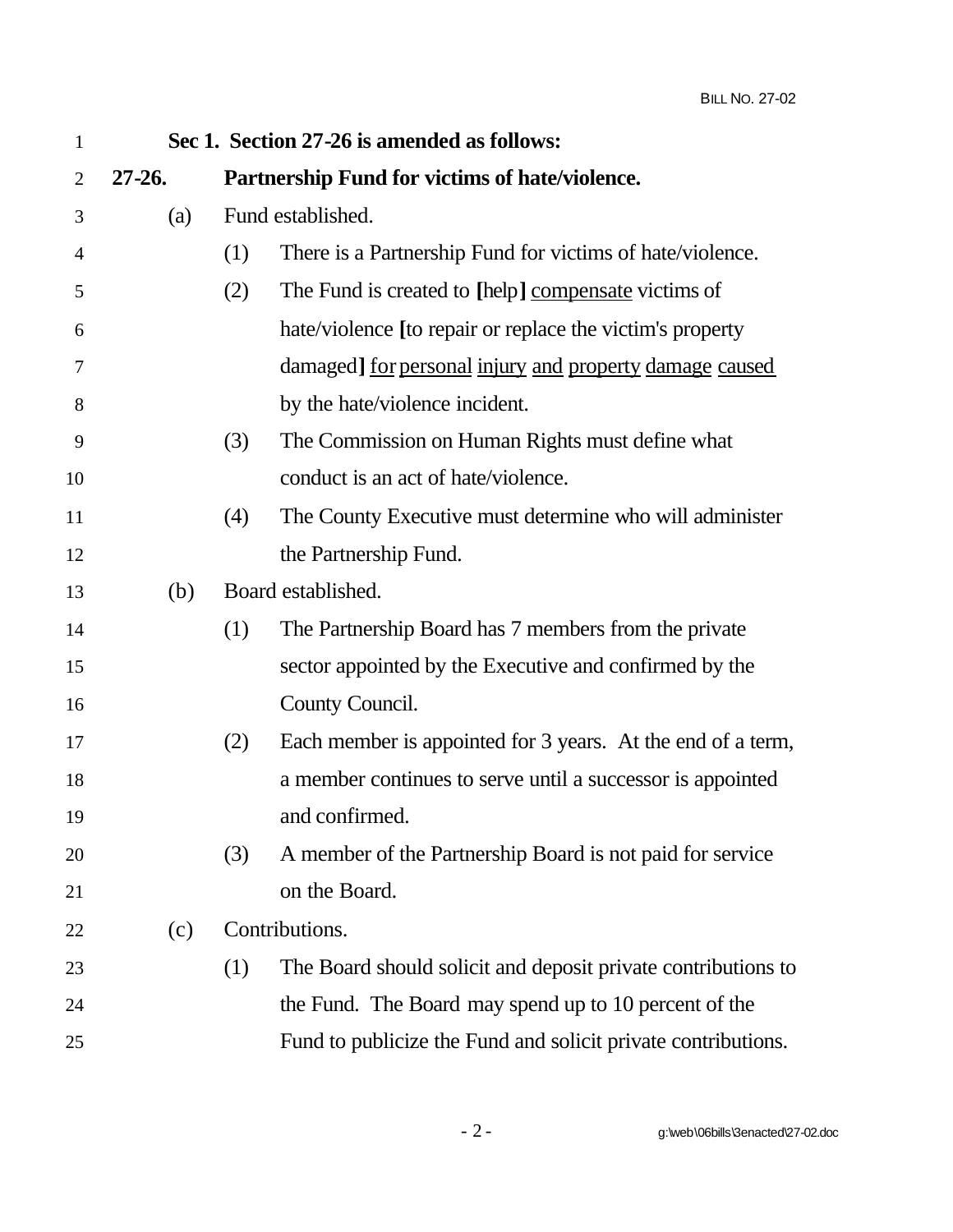**Sec 1. Section 27-26 is amended as follows:**

**27-26. Partnership Fund for victims of hate/violence.**

(a) Fund established.

(1) There is a Partnership Fund for victims of hate/violence.

(2) The Fund is created to **[**help**]** <u>compensate</u> victims of hate/violence **[**to repair or replace the victim's property damaged**]** <u>for personal injury and property damage caused</u> by the hate/violence incident.

(3) The Commission on Human Rights must define what conduct is an act of hate/violence.

(4) The County Executive must determine who will administer the Partnership Fund.

(b) Board established.

(1) The Partnership Board has 7 members from the private sector appointed by the Executive and confirmed by the County Council.

(2) Each member is appointed for 3 years. At the end of a term, a member continues to serve until a successor is appointed and confirmed.

(3) A member of the Partnership Board is not paid for service on the Board.

(c) Contributions.

(1) The Board should solicit and deposit private contributions to the Fund. The Board may spend up to 10 percent of the Fund to publicize the Fund and solicit private contributions.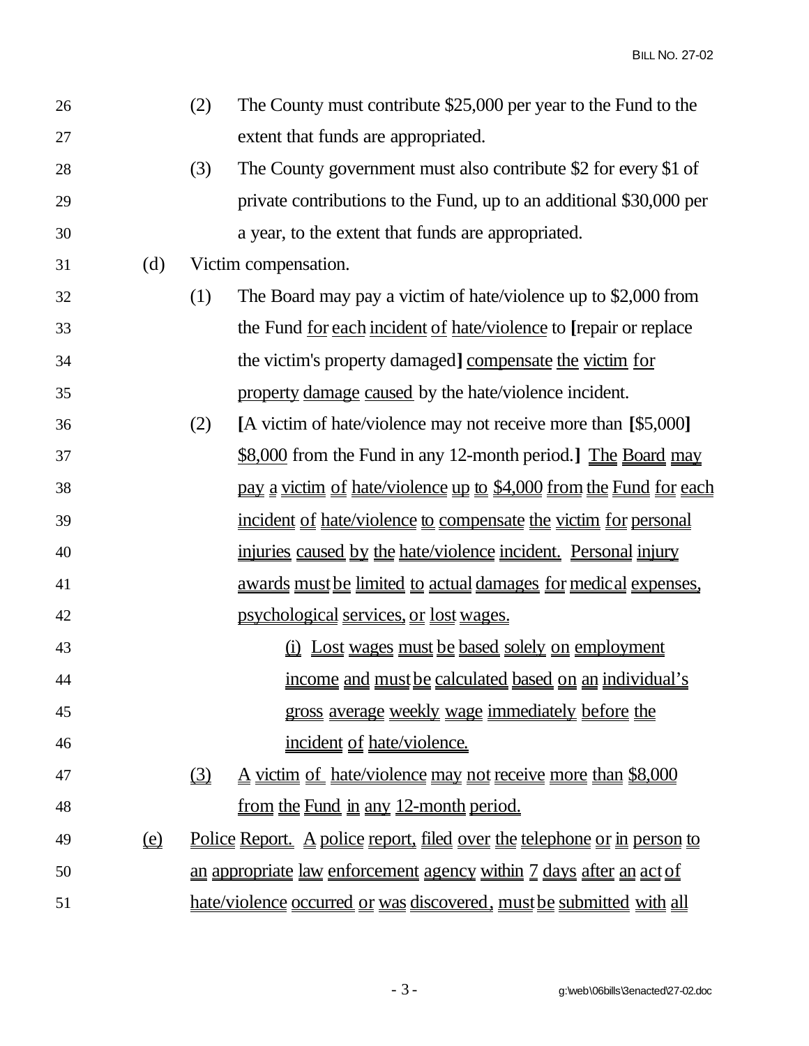(2) The County must contribute $25,000 per year to the Fund to the extent that funds are appropriated.

(3) The County government must also contribute $2 for every $1 of private contributions to the Fund, up to an additional $30,000 per a year, to the extent that funds are appropriated.

(d) Victim compensation.

(1) The Board may pay a victim of hate/violence up to $2,000 from the Fund <u>for each incident of hate/violence</u> to **[**repair or replace the victim's property damaged**]** <u>compensate the victim for property damage caused</u> by the hate/violence incident.

(2) **[**A victim of hate/violence may not receive more than **[**$5,000**]** <u>$8,000</u> from the Fund in any 12-month period.**]** <u>The Board may pay a victim of hate/violence up to $4,000 from the Fund for each incident of hate/violence to compensate the victim for personal injuries caused by the hate/violence incident. Personal injury awards must be limited to actual damages for medical expenses, psychological services, or lost wages.</u>

<u>(i) Lost wages must be based solely on employment income and must be calculated based on an individual's gross average weekly wage immediately before the incident of hate/violence.</u>

<u>(3) A victim of hate/violence may not receive more than $8,000 from the Fund in any 12-month period.</u>

<u>(e) Police Report. A police report, filed over the telephone or in person to an appropriate law enforcement agency within 7 days after an act of hate/violence occurred or was discovered, must be submitted with all</u>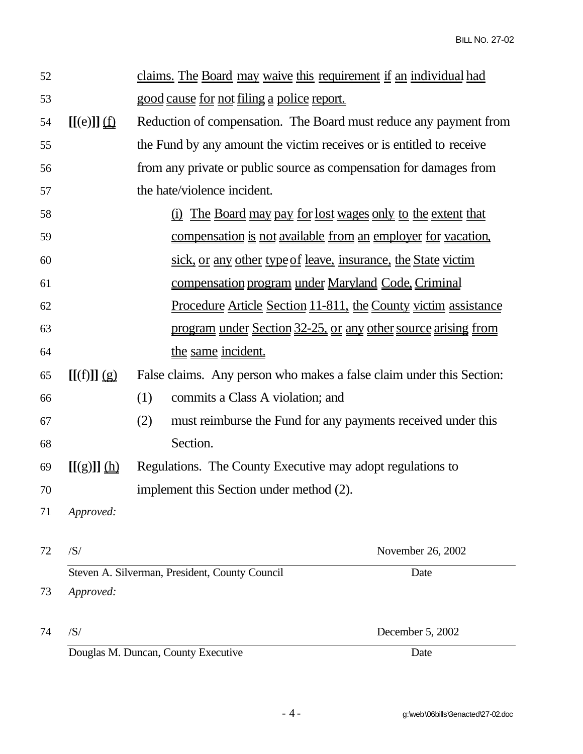claims. The Board may waive this requirement if an individual had good cause for not filing a police report.

**[[**(e)**]]** (f) Reduction of compensation. The Board must reduce any payment from the Fund by any amount the victim receives or is entitled to receive from any private or public source as compensation for damages from the hate/violence incident.

(i) The Board may pay for lost wages only to the extent that compensation is not available from an employer for vacation, sick, or any other type of leave, insurance, the State victim compensation program under Maryland Code, Criminal Procedure Article Section 11-811, the County victim assistance program under Section 32-25, or any other source arising from the same incident.

**[[**(f)**]]** (g) False claims. Any person who makes a false claim under this Section:

(1) commits a Class A violation; and

(2) must reimburse the Fund for any payments received under this Section.

**[[**(g)**]]** (h) Regulations. The County Executive may adopt regulations to implement this Section under method (2).

*Approved:*

/S/ November 26, 2002

Steven A. Silverman, President, County Council — Date

*Approved:*

/S/ December 5, 2002

Douglas M. Duncan, County Executive — Date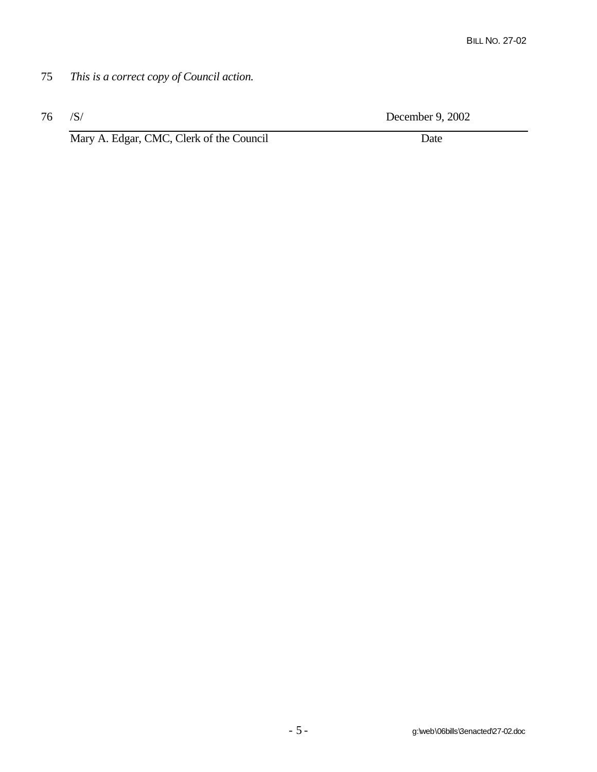75 *This is a correct copy of Council action.*

76 /S/ December 9, 2002

Mary A. Edgar, CMC, Clerk of the Council Date